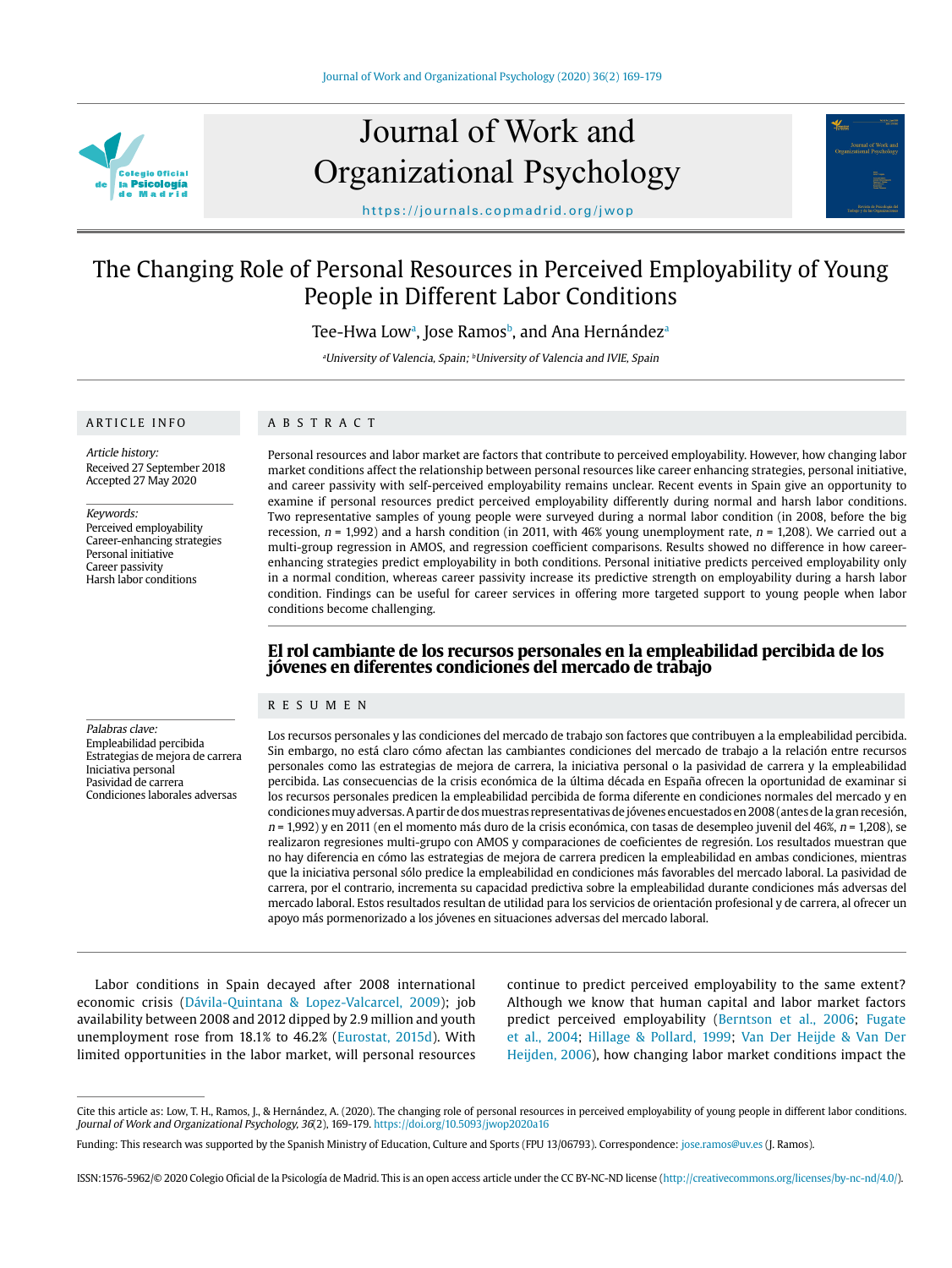# The Changing Role of Personal Resources in Perceived Employability of Young People in Different Labor Conditions

Tee-Hwa Low[a], Jose Ramos[b], and Ana Hernández[a]

[a]University of Valencia, Spain; [b]University of Valencia and IVIE, Spain

## ARTICLE INFO

*Article history:*
Received 27 September 2018
Accepted 27 May 2020

*Keywords:*
Perceived employability
Career-enhancing strategies
Personal initiative
Career passivity
Harsh labor conditions

## ABSTRACT

Personal resources and labor market are factors that contribute to perceived employability. However, how changing labor market conditions affect the relationship between personal resources like career enhancing strategies, personal initiative, and career passivity with self-perceived employability remains unclear. Recent events in Spain give an opportunity to examine if personal resources predict perceived employability differently during normal and harsh labor conditions. Two representative samples of young people were surveyed during a normal labor condition (in 2008, before the big recession, *n* = 1,992) and a harsh condition (in 2011, with 46% young unemployment rate, *n* = 1,208). We carried out a multi-group regression in AMOS, and regression coefficient comparisons. Results showed no difference in how career-enhancing strategies predict employability in both conditions. Personal initiative predicts perceived employability only in a normal condition, whereas career passivity increase its predictive strength on employability during a harsh labor condition. Findings can be useful for career services in offering more targeted support to young people when labor conditions become challenging.

## El rol cambiante de los recursos personales en la empleabilidad percibida de los jóvenes en diferentes condiciones del mercado de trabajo

## RESUMEN

*Palabras clave:*
Empleabilidad percibida
Estrategias de mejora de carrera
Iniciativa personal
Pasividad de carrera
Condiciones laborales adversas

Los recursos personales y las condiciones del mercado de trabajo son factores que contribuyen a la empleabilidad percibida. Sin embargo, no está claro cómo afectan las cambiantes condiciones del mercado de trabajo a la relación entre recursos personales como las estrategias de mejora de carrera, la iniciativa personal o la pasividad de carrera y la empleabilidad percibida. Las consecuencias de la crisis económica de la última década en España ofrecen la oportunidad de examinar si los recursos personales predicen la empleabilidad percibida de forma diferente en condiciones normales del mercado y en condiciones muy adversas. A partir de dos muestras representativas de jóvenes encuestados en 2008 (antes de la gran recesión, *n* = 1,992) y en 2011 (en el momento más duro de la crisis económica, con tasas de desempleo juvenil del 46%, *n* = 1,208), se realizaron regresiones multi-grupo con AMOS y comparaciones de coeficientes de regresión. Los resultados muestran que no hay diferencia en cómo las estrategias de mejora de carrera predicen la empleabilidad en ambas condiciones, mientras que la iniciativa personal sólo predice la empleabilidad en condiciones más favorables del mercado laboral. La pasividad de carrera, por el contrario, incrementa su capacidad predictiva sobre la empleabilidad durante condiciones más adversas del mercado laboral. Estos resultados resultan de utilidad para los servicios de orientación profesional y de carrera, al ofrecer un apoyo más pormenorizado a los jóvenes en situaciones adversas del mercado laboral.

Labor conditions in Spain decayed after 2008 international economic crisis (Dávila-Quintana & Lopez-Valcarcel, 2009); job availability between 2008 and 2012 dipped by 2.9 million and youth unemployment rose from 18.1% to 46.2% (Eurostat, 2015d). With limited opportunities in the labor market, will personal resources continue to predict perceived employability to the same extent? Although we know that human capital and labor market factors predict perceived employability (Berntson et al., 2006; Fugate et al., 2004; Hillage & Pollard, 1999; Van Der Heijde & Van Der Heijden, 2006), how changing labor market conditions impact the

---

Cite this article as: Low, T. H., Ramos, J., & Hernández, A. (2020). The changing role of personal resources in perceived employability of young people in different labor conditions. *Journal of Work and Organizational Psychology, 36*(2), 169-179. https://doi.org/10.5093/jwop2020a16

Funding: This research was supported by the Spanish Ministry of Education, Culture and Sports (FPU 13/06793). Correspondence: jose.ramos@uv.es (J. Ramos).

ISSN:1576-5962/© 2020 Colegio Oficial de la Psicología de Madrid. This is an open access article under the CC BY-NC-ND license (http://creativecommons.org/licenses/by-nc-nd/4.0/).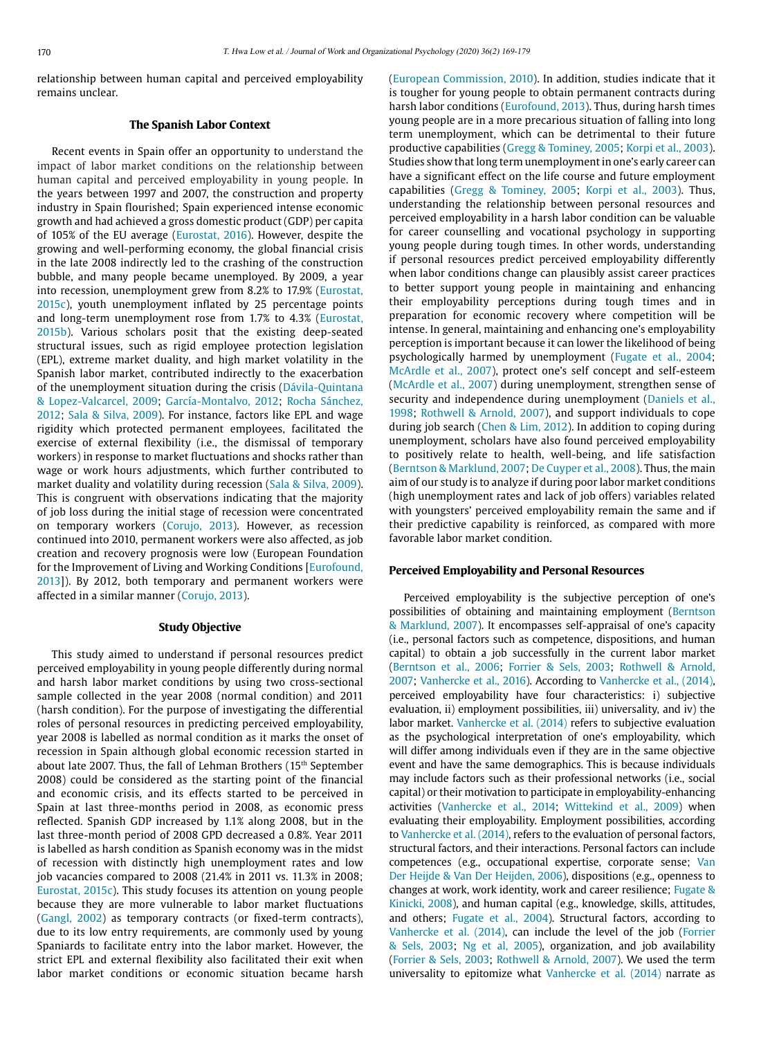relationship between human capital and perceived employability remains unclear.

## The Spanish Labor Context

Recent events in Spain offer an opportunity to understand the impact of labor market conditions on the relationship between human capital and perceived employability in young people. In the years between 1997 and 2007, the construction and property industry in Spain flourished; Spain experienced intense economic growth and had achieved a gross domestic product (GDP) per capita of 105% of the EU average (Eurostat, 2016). However, despite the growing and well-performing economy, the global financial crisis in the late 2008 indirectly led to the crashing of the construction bubble, and many people became unemployed. By 2009, a year into recession, unemployment grew from 8.2% to 17.9% (Eurostat, 2015c), youth unemployment inflated by 25 percentage points and long-term unemployment rose from 1.7% to 4.3% (Eurostat, 2015b). Various scholars posit that the existing deep-seated structural issues, such as rigid employee protection legislation (EPL), extreme market duality, and high market volatility in the Spanish labor market, contributed indirectly to the exacerbation of the unemployment situation during the crisis (Dávila-Quintana & Lopez-Valcarcel, 2009; García-Montalvo, 2012; Rocha Sánchez, 2012; Sala & Silva, 2009). For instance, factors like EPL and wage rigidity which protected permanent employees, facilitated the exercise of external flexibility (i.e., the dismissal of temporary workers) in response to market fluctuations and shocks rather than wage or work hours adjustments, which further contributed to market duality and volatility during recession (Sala & Silva, 2009). This is congruent with observations indicating that the majority of job loss during the initial stage of recession were concentrated on temporary workers (Corujo, 2013). However, as recession continued into 2010, permanent workers were also affected, as job creation and recovery prognosis were low (European Foundation for the Improvement of Living and Working Conditions [Eurofound, 2013]). By 2012, both temporary and permanent workers were affected in a similar manner (Corujo, 2013).

## Study Objective

This study aimed to understand if personal resources predict perceived employability in young people differently during normal and harsh labor market conditions by using two cross-sectional sample collected in the year 2008 (normal condition) and 2011 (harsh condition). For the purpose of investigating the differential roles of personal resources in predicting perceived employability, year 2008 is labelled as normal condition as it marks the onset of recession in Spain although global economic recession started in about late 2007. Thus, the fall of Lehman Brothers (15th September 2008) could be considered as the starting point of the financial and economic crisis, and its effects started to be perceived in Spain at last three-months period in 2008, as economic press reflected. Spanish GDP increased by 1.1% along 2008, but in the last three-month period of 2008 GPD decreased a 0.8%. Year 2011 is labelled as harsh condition as Spanish economy was in the midst of recession with distinctly high unemployment rates and low job vacancies compared to 2008 (21.4% in 2011 vs. 11.3% in 2008; Eurostat, 2015c). This study focuses its attention on young people because they are more vulnerable to labor market fluctuations (Gangl, 2002) as temporary contracts (or fixed-term contracts), due to its low entry requirements, are commonly used by young Spaniards to facilitate entry into the labor market. However, the strict EPL and external flexibility also facilitated their exit when labor market conditions or economic situation became harsh (European Commission, 2010). In addition, studies indicate that it is tougher for young people to obtain permanent contracts during harsh labor conditions (Eurofound, 2013). Thus, during harsh times young people are in a more precarious situation of falling into long term unemployment, which can be detrimental to their future productive capabilities (Gregg & Tominey, 2005; Korpi et al., 2003). Studies show that long term unemployment in one's early career can have a significant effect on the life course and future employment capabilities (Gregg & Tominey, 2005; Korpi et al., 2003). Thus, understanding the relationship between personal resources and perceived employability in a harsh labor condition can be valuable for career counselling and vocational psychology in supporting young people during tough times. In other words, understanding if personal resources predict perceived employability differently when labor conditions change can plausibly assist career practices to better support young people in maintaining and enhancing their employability perceptions during tough times and in preparation for economic recovery where competition will be intense. In general, maintaining and enhancing one's employability perception is important because it can lower the likelihood of being psychologically harmed by unemployment (Fugate et al., 2004; McArdle et al., 2007), protect one's self concept and self-esteem (McArdle et al., 2007) during unemployment, strengthen sense of security and independence during unemployment (Daniels et al., 1998; Rothwell & Arnold, 2007), and support individuals to cope during job search (Chen & Lim, 2012). In addition to coping during unemployment, scholars have also found perceived employability to positively relate to health, well-being, and life satisfaction (Berntson & Marklund, 2007; De Cuyper et al., 2008). Thus, the main aim of our study is to analyze if during poor labor market conditions (high unemployment rates and lack of job offers) variables related with youngsters' perceived employability remain the same and if their predictive capability is reinforced, as compared with more favorable labor market condition.

## Perceived Employability and Personal Resources

Perceived employability is the subjective perception of one's possibilities of obtaining and maintaining employment (Berntson & Marklund, 2007). It encompasses self-appraisal of one's capacity (i.e., personal factors such as competence, dispositions, and human capital) to obtain a job successfully in the current labor market (Berntson et al., 2006; Forrier & Sels, 2003; Rothwell & Arnold, 2007; Vanhercke et al., 2016). According to Vanhercke et al., (2014), perceived employability have four characteristics: i) subjective evaluation, ii) employment possibilities, iii) universality, and iv) the labor market. Vanhercke et al. (2014) refers to subjective evaluation as the psychological interpretation of one's employability, which will differ among individuals even if they are in the same objective event and have the same demographics. This is because individuals may include factors such as their professional networks (i.e., social capital) or their motivation to participate in employability-enhancing activities (Vanhercke et al., 2014; Wittekind et al., 2009) when evaluating their employability. Employment possibilities, according to Vanhercke et al. (2014), refers to the evaluation of personal factors, structural factors, and their interactions. Personal factors can include competences (e.g., occupational expertise, corporate sense; Van Der Heijde & Van Der Heijden, 2006), dispositions (e.g., openness to changes at work, work identity, work and career resilience; Fugate & Kinicki, 2008), and human capital (e.g., knowledge, skills, attitudes, and others; Fugate et al., 2004). Structural factors, according to Vanhercke et al. (2014), can include the level of the job (Forrier & Sels, 2003; Ng et al, 2005), organization, and job availability (Forrier & Sels, 2003; Rothwell & Arnold, 2007). We used the term universality to epitomize what Vanhercke et al. (2014) narrate as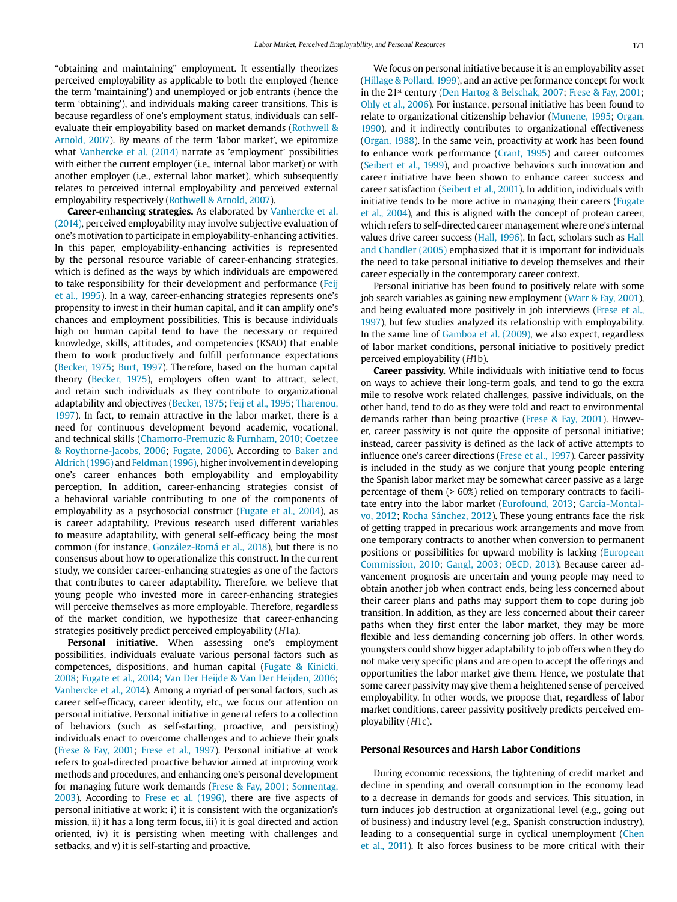"obtaining and maintaining" employment. It essentially theorizes perceived employability as applicable to both the employed (hence the term 'maintaining') and unemployed or job entrants (hence the term 'obtaining'), and individuals making career transitions. This is because regardless of one's employment status, individuals can self-evaluate their employability based on market demands (Rothwell & Arnold, 2007). By means of the term 'labor market', we epitomize what Vanhercke et al. (2014) narrate as 'employment' possibilities with either the current employer (i.e., internal labor market) or with another employer (i.e., external labor market), which subsequently relates to perceived internal employability and perceived external employability respectively (Rothwell & Arnold, 2007).

**Career-enhancing strategies.** As elaborated by Vanhercke et al. (2014), perceived employability may involve subjective evaluation of one's motivation to participate in employability-enhancing activities. In this paper, employability-enhancing activities is represented by the personal resource variable of career-enhancing strategies, which is defined as the ways by which individuals are empowered to take responsibility for their development and performance (Feij et al., 1995). In a way, career-enhancing strategies represents one's propensity to invest in their human capital, and it can amplify one's chances and employment possibilities. This is because individuals high on human capital tend to have the necessary or required knowledge, skills, attitudes, and competencies (KSAO) that enable them to work productively and fulfill performance expectations (Becker, 1975; Burt, 1997). Therefore, based on the human capital theory (Becker, 1975), employers often want to attract, select, and retain such individuals as they contribute to organizational adaptability and objectives (Becker, 1975; Feij et al., 1995; Tharenou, 1997). In fact, to remain attractive in the labor market, there is a need for continuous development beyond academic, vocational, and technical skills (Chamorro-Premuzic & Furnham, 2010; Coetzee & Roythorne-Jacobs, 2006; Fugate, 2006). According to Baker and Aldrich (1996) and Feldman (1996), higher involvement in developing one's career enhances both employability and employability perception. In addition, career-enhancing strategies consist of a behavioral variable contributing to one of the components of employability as a psychosocial construct (Fugate et al., 2004), as is career adaptability. Previous research used different variables to measure adaptability, with general self-efficacy being the most common (for instance, González-Romá et al., 2018), but there is no consensus about how to operationalize this construct. In the current study, we consider career-enhancing strategies as one of the factors that contributes to career adaptability. Therefore, we believe that young people who invested more in career-enhancing strategies will perceive themselves as more employable. Therefore, regardless of the market condition, we hypothesize that career-enhancing strategies positively predict perceived employability (*H*1a).

**Personal initiative.** When assessing one's employment possibilities, individuals evaluate various personal factors such as competences, dispositions, and human capital (Fugate & Kinicki, 2008; Fugate et al., 2004; Van Der Heijde & Van Der Heijden, 2006; Vanhercke et al., 2014). Among a myriad of personal factors, such as career self-efficacy, career identity, etc., we focus our attention on personal initiative. Personal initiative in general refers to a collection of behaviors (such as self-starting, proactive, and persisting) individuals enact to overcome challenges and to achieve their goals (Frese & Fay, 2001; Frese et al., 1997). Personal initiative at work refers to goal-directed proactive behavior aimed at improving work methods and procedures, and enhancing one's personal development for managing future work demands (Frese & Fay, 2001; Sonnentag, 2003). According to Frese et al. (1996), there are five aspects of personal initiative at work: i) it is consistent with the organization's mission, ii) it has a long term focus, iii) it is goal directed and action oriented, iv) it is persisting when meeting with challenges and setbacks, and v) it is self-starting and proactive.

We focus on personal initiative because it is an employability asset (Hillage & Pollard, 1999), and an active performance concept for work in the 21st century (Den Hartog & Belschak, 2007; Frese & Fay, 2001; Ohly et al., 2006). For instance, personal initiative has been found to relate to organizational citizenship behavior (Munene, 1995; Organ, 1990), and it indirectly contributes to organizational effectiveness (Organ, 1988). In the same vein, proactivity at work has been found to enhance work performance (Crant, 1995) and career outcomes (Seibert et al., 1999), and proactive behaviors such innovation and career initiative have been shown to enhance career success and career satisfaction (Seibert et al., 2001). In addition, individuals with initiative tends to be more active in managing their careers (Fugate et al., 2004), and this is aligned with the concept of protean career, which refers to self-directed career management where one's internal values drive career success (Hall, 1996). In fact, scholars such as Hall and Chandler (2005) emphasized that it is important for individuals the need to take personal initiative to develop themselves and their career especially in the contemporary career context.

Personal initiative has been found to positively relate with some job search variables as gaining new employment (Warr & Fay, 2001), and being evaluated more positively in job interviews (Frese et al., 1997), but few studies analyzed its relationship with employability. In the same line of Gamboa et al. (2009), we also expect, regardless of labor market conditions, personal initiative to positively predict perceived employability (*H*1b).

**Career passivity.** While individuals with initiative tend to focus on ways to achieve their long-term goals, and tend to go the extra mile to resolve work related challenges, passive individuals, on the other hand, tend to do as they were told and react to environmental demands rather than being proactive (Frese & Fay, 2001). However, career passivity is not quite the opposite of personal initiative; instead, career passivity is defined as the lack of active attempts to influence one's career directions (Frese et al., 1997). Career passivity is included in the study as we conjure that young people entering the Spanish labor market may be somewhat career passive as a large percentage of them (> 60%) relied on temporary contracts to facilitate entry into the labor market (Eurofound, 2013; García-Montalvo, 2012; Rocha Sánchez, 2012). These young entrants face the risk of getting trapped in precarious work arrangements and move from one temporary contracts to another when conversion to permanent positions or possibilities for upward mobility is lacking (European Commission, 2010; Gangl, 2003; OECD, 2013). Because career advancement prognosis are uncertain and young people may need to obtain another job when contract ends, being less concerned about their career plans and paths may support them to cope during job transition. In addition, as they are less concerned about their career paths when they first enter the labor market, they may be more flexible and less demanding concerning job offers. In other words, youngsters could show bigger adaptability to job offers when they do not make very specific plans and are open to accept the offerings and opportunities the labor market give them. Hence, we postulate that some career passivity may give them a heightened sense of perceived employability. In other words, we propose that, regardless of labor market conditions, career passivity positively predicts perceived employability (*H*1c).

## Personal Resources and Harsh Labor Conditions

During economic recessions, the tightening of credit market and decline in spending and overall consumption in the economy lead to a decrease in demands for goods and services. This situation, in turn induces job destruction at organizational level (e.g., going out of business) and industry level (e.g., Spanish construction industry), leading to a consequential surge in cyclical unemployment (Chen et al., 2011). It also forces business to be more critical with their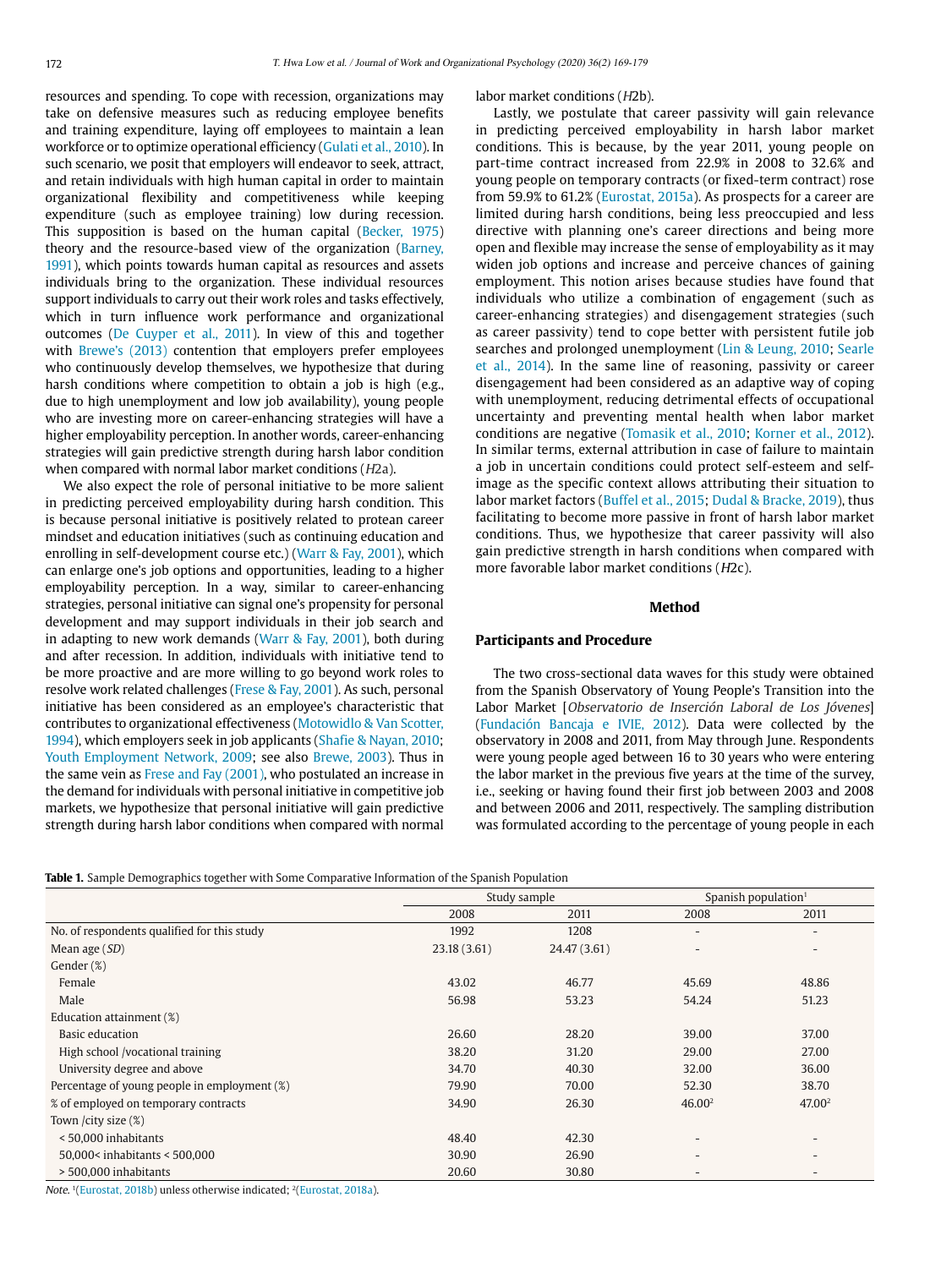resources and spending. To cope with recession, organizations may take on defensive measures such as reducing employee benefits and training expenditure, laying off employees to maintain a lean workforce or to optimize operational efficiency (Gulati et al., 2010). In such scenario, we posit that employers will endeavor to seek, attract, and retain individuals with high human capital in order to maintain organizational flexibility and competitiveness while keeping expenditure (such as employee training) low during recession. This supposition is based on the human capital (Becker, 1975) theory and the resource-based view of the organization (Barney, 1991), which points towards human capital as resources and assets individuals bring to the organization. These individual resources support individuals to carry out their work roles and tasks effectively, which in turn influence work performance and organizational outcomes (De Cuyper et al., 2011). In view of this and together with Brewe's (2013) contention that employers prefer employees who continuously develop themselves, we hypothesize that during harsh conditions where competition to obtain a job is high (e.g., due to high unemployment and low job availability), young people who are investing more on career-enhancing strategies will have a higher employability perception. In another words, career-enhancing strategies will gain predictive strength during harsh labor condition when compared with normal labor market conditions (*H*2a).

We also expect the role of personal initiative to be more salient in predicting perceived employability during harsh condition. This is because personal initiative is positively related to protean career mindset and education initiatives (such as continuing education and enrolling in self-development course etc.) (Warr & Fay, 2001), which can enlarge one's job options and opportunities, leading to a higher employability perception. In a way, similar to career-enhancing strategies, personal initiative can signal one's propensity for personal development and may support individuals in their job search and in adapting to new work demands (Warr & Fay, 2001), both during and after recession. In addition, individuals with initiative tend to be more proactive and are more willing to go beyond work roles to resolve work related challenges (Frese & Fay, 2001). As such, personal initiative has been considered as an employee's characteristic that contributes to organizational effectiveness (Motowidlo & Van Scotter, 1994), which employers seek in job applicants (Shafie & Nayan, 2010; Youth Employment Network, 2009; see also Brewe, 2003). Thus in the same vein as Frese and Fay (2001), who postulated an increase in the demand for individuals with personal initiative in competitive job markets, we hypothesize that personal initiative will gain predictive strength during harsh labor conditions when compared with normal labor market conditions (*H*2b).

Lastly, we postulate that career passivity will gain relevance in predicting perceived employability in harsh labor market conditions. This is because, by the year 2011, young people on part-time contract increased from 22.9% in 2008 to 32.6% and young people on temporary contracts (or fixed-term contract) rose from 59.9% to 61.2% (Eurostat, 2015a). As prospects for a career are limited during harsh conditions, being less preoccupied and less directive with planning one's career directions and being more open and flexible may increase the sense of employability as it may widen job options and increase and perceive chances of gaining employment. This notion arises because studies have found that individuals who utilize a combination of engagement (such as career-enhancing strategies) and disengagement strategies (such as career passivity) tend to cope better with persistent futile job searches and prolonged unemployment (Lin & Leung, 2010; Searle et al., 2014). In the same line of reasoning, passivity or career disengagement had been considered as an adaptive way of coping with unemployment, reducing detrimental effects of occupational uncertainty and preventing mental health when labor market conditions are negative (Tomasik et al., 2010; Korner et al., 2012). In similar terms, external attribution in case of failure to maintain a job in uncertain conditions could protect self-esteem and self-image as the specific context allows attributing their situation to labor market factors (Buffel et al., 2015; Dudal & Bracke, 2019), thus facilitating to become more passive in front of harsh labor market conditions. Thus, we hypothesize that career passivity will also gain predictive strength in harsh conditions when compared with more favorable labor market conditions (*H*2c).

## Method

### Participants and Procedure

The two cross-sectional data waves for this study were obtained from the Spanish Observatory of Young People's Transition into the Labor Market [*Observatorio de Inserción Laboral de Los Jóvenes*] (Fundación Bancaja e IVIE, 2012). Data were collected by the observatory in 2008 and 2011, from May through June. Respondents were young people aged between 16 to 30 years who were entering the labor market in the previous five years at the time of the survey, i.e., seeking or having found their first job between 2003 and 2008 and between 2006 and 2011, respectively. The sampling distribution was formulated according to the percentage of young people in each

**Table 1.** Sample Demographics together with Some Comparative Information of the Spanish Population

| | Study sample | | Spanish population[1] | |
|---|---|---|---|---|
| | 2008 | 2011 | 2008 | 2011 |
| No. of respondents qualified for this study | 1992 | 1208 | - | - |
| Mean age (*SD*) | 23.18 (3.61) | 24.47 (3.61) | - | - |
| Gender (%) | | | | |
| Female | 43.02 | 46.77 | 45.69 | 48.86 |
| Male | 56.98 | 53.23 | 54.24 | 51.23 |
| Education attainment (%) | | | | |
| Basic education | 26.60 | 28.20 | 39.00 | 37.00 |
| High school /vocational training | 38.20 | 31.20 | 29.00 | 27.00 |
| University degree and above | 34.70 | 40.30 | 32.00 | 36.00 |
| Percentage of young people in employment (%) | 79.90 | 70.00 | 52.30 | 38.70 |
| % of employed on temporary contracts | 34.90 | 26.30 | 46.00[2] | 47.00[2] |
| Town /city size (%) | | | | |
| < 50,000 inhabitants | 48.40 | 42.30 | - | - |
| 50,000< inhabitants < 500,000 | 30.90 | 26.90 | - | - |
| > 500,000 inhabitants | 20.60 | 30.80 | - | - |

*Note.* [1](Eurostat, 2018b) unless otherwise indicated; [2](Eurostat, 2018a).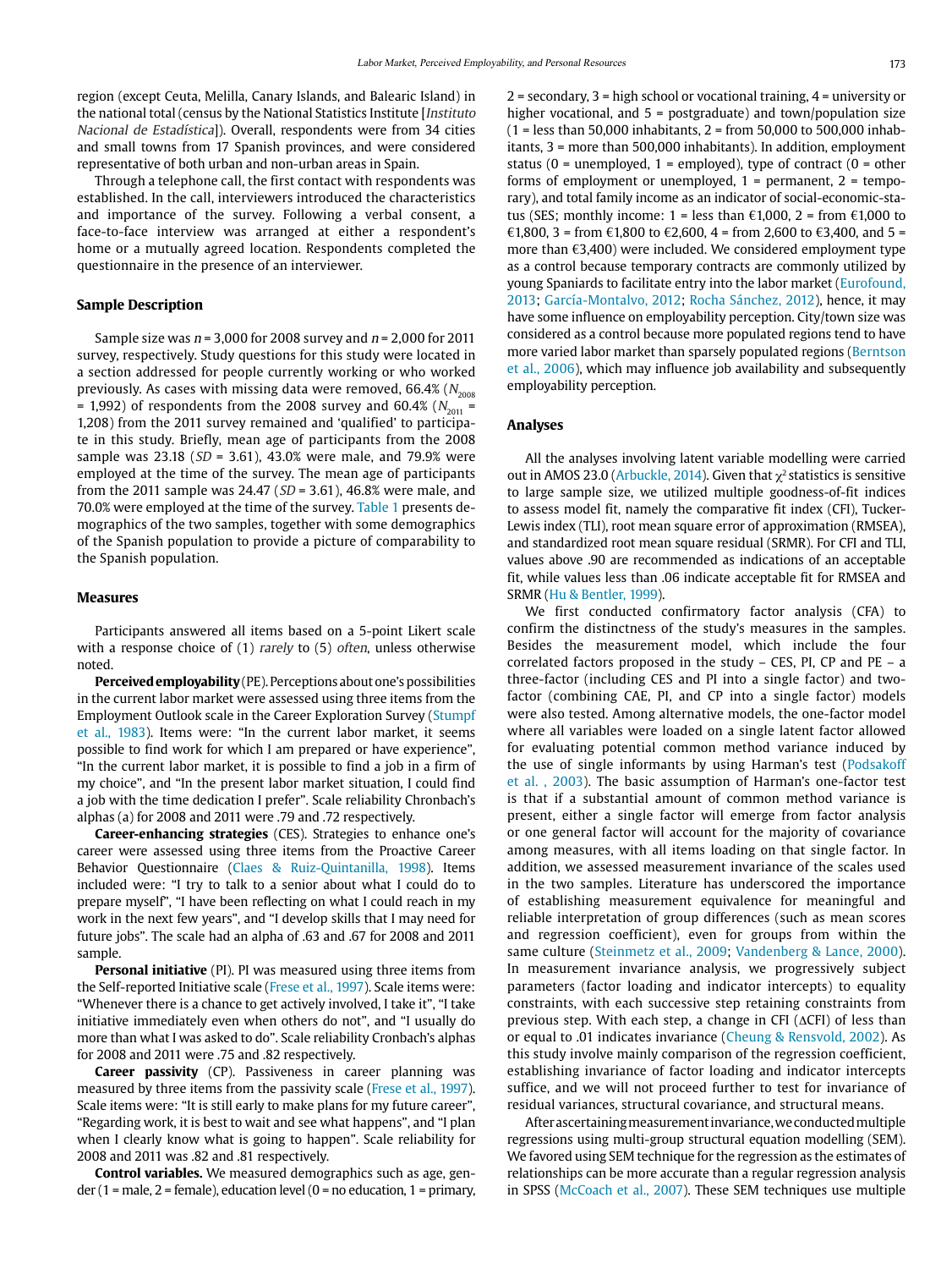region (except Ceuta, Melilla, Canary Islands, and Balearic Island) in the national total (census by the National Statistics Institute [*Instituto Nacional de Estadística*]). Overall, respondents were from 34 cities and small towns from 17 Spanish provinces, and were considered representative of both urban and non-urban areas in Spain.

Through a telephone call, the first contact with respondents was established. In the call, interviewers introduced the characteristics and importance of the survey. Following a verbal consent, a face-to-face interview was arranged at either a respondent's home or a mutually agreed location. Respondents completed the questionnaire in the presence of an interviewer.

### Sample Description

Sample size was $n$ = 3,000 for 2008 survey and $n$ = 2,000 for 2011 survey, respectively. Study questions for this study were located in a section addressed for people currently working or who worked previously. As cases with missing data were removed, 66.4% ($N_{2008}$ = 1,992) of respondents from the 2008 survey and 60.4% ($N_{2011}$ = 1,208) from the 2011 survey remained and 'qualified' to participate in this study. Briefly, mean age of participants from the 2008 sample was 23.18 ($SD$ = 3.61), 43.0% were male, and 79.9% were employed at the time of the survey. The mean age of participants from the 2011 sample was 24.47 ($SD$ = 3.61), 46.8% were male, and 70.0% were employed at the time of the survey. Table 1 presents demographics of the two samples, together with some demographics of the Spanish population to provide a picture of comparability to the Spanish population.

### Measures

Participants answered all items based on a 5-point Likert scale with a response choice of (1) *rarely* to (5) *often*, unless otherwise noted.

**Perceived employability** (PE). Perceptions about one's possibilities in the current labor market were assessed using three items from the Employment Outlook scale in the Career Exploration Survey (Stumpf et al., 1983). Items were: "In the current labor market, it seems possible to find work for which I am prepared or have experience", "In the current labor market, it is possible to find a job in a firm of my choice", and "In the present labor market situation, I could find a job with the time dedication I prefer". Scale reliability Chronbach's alphas (a) for 2008 and 2011 were .79 and .72 respectively.

**Career-enhancing strategies** (CES). Strategies to enhance one's career were assessed using three items from the Proactive Career Behavior Questionnaire (Claes & Ruiz-Quintanilla, 1998). Items included were: "I try to talk to a senior about what I could do to prepare myself", "I have been reflecting on what I could reach in my work in the next few years", and "I develop skills that I may need for future jobs". The scale had an alpha of .63 and .67 for 2008 and 2011 sample.

**Personal initiative** (PI). PI was measured using three items from the Self-reported Initiative scale (Frese et al., 1997). Scale items were: "Whenever there is a chance to get actively involved, I take it", "I take initiative immediately even when others do not", and "I usually do more than what I was asked to do". Scale reliability Cronbach's alphas for 2008 and 2011 were .75 and .82 respectively.

**Career passivity** (CP). Passiveness in career planning was measured by three items from the passivity scale (Frese et al., 1997). Scale items were: "It is still early to make plans for my future career", "Regarding work, it is best to wait and see what happens", and "I plan when I clearly know what is going to happen". Scale reliability for 2008 and 2011 was .82 and .81 respectively.

**Control variables.** We measured demographics such as age, gender (1 = male, 2 = female), education level (0 = no education, 1 = primary, 2 = secondary, 3 = high school or vocational training, 4 = university or higher vocational, and 5 = postgraduate) and town/population size (1 = less than 50,000 inhabitants, 2 = from 50,000 to 500,000 inhabitants, 3 = more than 500,000 inhabitants). In addition, employment status (0 = unemployed, 1 = employed), type of contract (0 = other forms of employment or unemployed, 1 = permanent, 2 = temporary), and total family income as an indicator of social-economic-status (SES; monthly income: 1 = less than €1,000, 2 = from €1,000 to €1,800, 3 = from €1,800 to €2,600, 4 = from 2,600 to €3,400, and 5 = more than €3,400) were included. We considered employment type as a control because temporary contracts are commonly utilized by young Spaniards to facilitate entry into the labor market (Eurofound, 2013; García-Montalvo, 2012; Rocha Sánchez, 2012), hence, it may have some influence on employability perception. City/town size was considered as a control because more populated regions tend to have more varied labor market than sparsely populated regions (Berntson et al., 2006), which may influence job availability and subsequently employability perception.

### Analyses

All the analyses involving latent variable modelling were carried out in AMOS 23.0 (Arbuckle, 2014). Given that $\chi^2$ statistics is sensitive to large sample size, we utilized multiple goodness-of-fit indices to assess model fit, namely the comparative fit index (CFI), Tucker-Lewis index (TLI), root mean square error of approximation (RMSEA), and standardized root mean square residual (SRMR). For CFI and TLI, values above .90 are recommended as indications of an acceptable fit, while values less than .06 indicate acceptable fit for RMSEA and SRMR (Hu & Bentler, 1999).

We first conducted confirmatory factor analysis (CFA) to confirm the distinctness of the study's measures in the samples. Besides the measurement model, which include the four correlated factors proposed in the study – CES, PI, CP and PE – a three-factor (including CES and PI into a single factor) and two-factor (combining CAE, PI, and CP into a single factor) models were also tested. Among alternative models, the one-factor model where all variables were loaded on a single latent factor allowed for evaluating potential common method variance induced by the use of single informants by using Harman's test (Podsakoff et al. , 2003). The basic assumption of Harman's one-factor test is that if a substantial amount of common method variance is present, either a single factor will emerge from factor analysis or one general factor will account for the majority of covariance among measures, with all items loading on that single factor. In addition, we assessed measurement invariance of the scales used in the two samples. Literature has underscored the importance of establishing measurement equivalence for meaningful and reliable interpretation of group differences (such as mean scores and regression coefficient), even for groups from within the same culture (Steinmetz et al., 2009; Vandenberg & Lance, 2000). In measurement invariance analysis, we progressively subject parameters (factor loading and indicator intercepts) to equality constraints, with each successive step retaining constraints from previous step. With each step, a change in CFI (ΔCFI) of less than or equal to .01 indicates invariance (Cheung & Rensvold, 2002). As this study involve mainly comparison of the regression coefficient, establishing invariance of factor loading and indicator intercepts suffice, and we will not proceed further to test for invariance of residual variances, structural covariance, and structural means.

After ascertaining measurement invariance, we conducted multiple regressions using multi-group structural equation modelling (SEM). We favored using SEM technique for the regression as the estimates of relationships can be more accurate than a regular regression analysis in SPSS (McCoach et al., 2007). These SEM techniques use multiple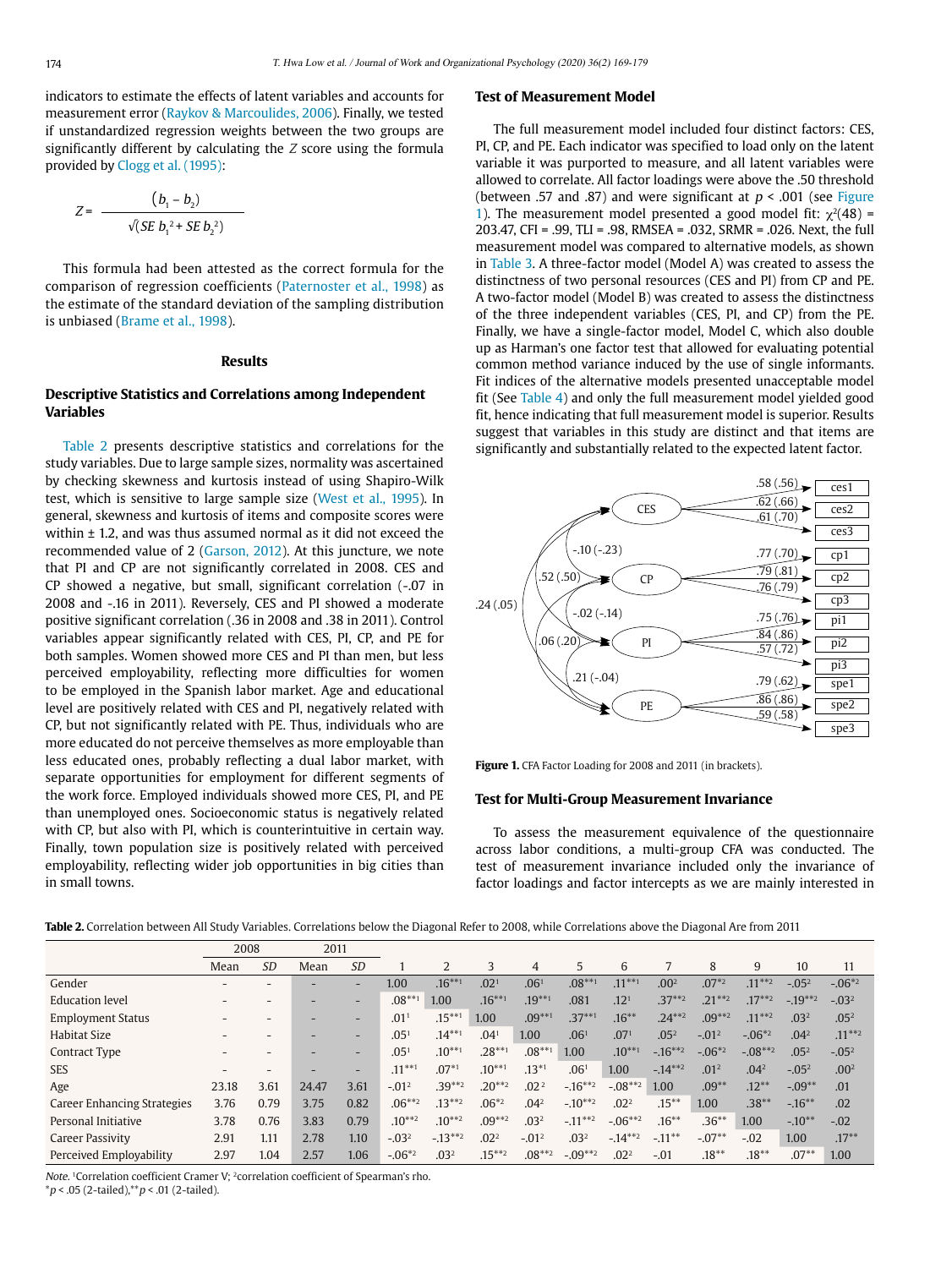indicators to estimate the effects of latent variables and accounts for measurement error (Raykov & Marcoulides, 2006). Finally, we tested if unstandardized regression weights between the two groups are significantly different by calculating the *Z* score using the formula provided by Clogg et al. (1995):

$$Z = \frac{(b_1 - b_2)}{\sqrt{(SE\ b_1^2 + SE\ b_2^2)}}$$

This formula had been attested as the correct formula for the comparison of regression coefficients (Paternoster et al., 1998) as the estimate of the standard deviation of the sampling distribution is unbiased (Brame et al., 1998).

## Results

### Descriptive Statistics and Correlations among Independent Variables

Table 2 presents descriptive statistics and correlations for the study variables. Due to large sample sizes, normality was ascertained by checking skewness and kurtosis instead of using Shapiro-Wilk test, which is sensitive to large sample size (West et al., 1995). In general, skewness and kurtosis of items and composite scores were within ± 1.2, and was thus assumed normal as it did not exceed the recommended value of 2 (Garson, 2012). At this juncture, we note that PI and CP are not significantly correlated in 2008. CES and CP showed a negative, but small, significant correlation (-.07 in 2008 and -.16 in 2011). Reversely, CES and PI showed a moderate positive significant correlation (.36 in 2008 and .38 in 2011). Control variables appear significantly related with CES, PI, CP, and PE for both samples. Women showed more CES and PI than men, but less perceived employability, reflecting more difficulties for women to be employed in the Spanish labor market. Age and educational level are positively related with CES and PI, negatively related with CP, but not significantly related with PE. Thus, individuals who are more educated do not perceive themselves as more employable than less educated ones, probably reflecting a dual labor market, with separate opportunities for employment for different segments of the work force. Employed individuals showed more CES, PI, and PE than unemployed ones. Socioeconomic status is negatively related with CP, but also with PI, which is counterintuitive in certain way. Finally, town population size is positively related with perceived employability, reflecting wider job opportunities in big cities than in small towns.

### Test of Measurement Model

The full measurement model included four distinct factors: CES, PI, CP, and PE. Each indicator was specified to load only on the latent variable it was purported to measure, and all latent variables were allowed to correlate. All factor loadings were above the .50 threshold (between .57 and .87) and were significant at $p < .001$ (see Figure 1). The measurement model presented a good model fit: $\chi^2(48)$ = 203.47, CFI = .99, TLI = .98, RMSEA = .032, SRMR = .026. Next, the full measurement model was compared to alternative models, as shown in Table 3. A three-factor model (Model A) was created to assess the distinctness of two personal resources (CES and PI) from CP and PE. A two-factor model (Model B) was created to assess the distinctness of the three independent variables (CES, PI, and CP) from the PE. Finally, we have a single-factor model, Model C, which also double up as Harman's one factor test that allowed for evaluating potential common method variance induced by the use of single informants. Fit indices of the alternative models presented unacceptable model fit (See Table 4) and only the full measurement model yielded good fit, hence indicating that full measurement model is superior. Results suggest that variables in this study are distinct and that items are significantly and substantially related to the expected latent factor.

**Figure 1.** CFA Factor Loading for 2008 and 2011 (in brackets).

### Test for Multi-Group Measurement Invariance

To assess the measurement equivalence of the questionnaire across labor conditions, a multi-group CFA was conducted. The test of measurement invariance included only the invariance of factor loadings and factor intercepts as we are mainly interested in

**Table 2.** Correlation between All Study Variables. Correlations below the Diagonal Refer to 2008, while Correlations above the Diagonal Are from 2011

| | 2008 | | 2011 | | | | | | | | | | | | |
|---|---|---|---|---|---|---|---|---|---|---|---|---|---|---|---|
| | Mean | *SD* | Mean | *SD* | 1 | 2 | 3 | 4 | 5 | 6 | 7 | 8 | 9 | 10 | 11 |
| Gender | - | - | - | - | 1.00 | .16**1 | .02¹ | .06¹ | .08**1 | .11**1 | .00² | .07*2 | .11**2 | -.05² | -.06*2 |
| Education level | - | - | - | - | .08**1 | 1.00 | .16**1 | .19**1 | .081 | .12¹ | .37**2 | .21**2 | .17**2 | -.19**2 | -.03² |
| Employment Status | - | - | - | - | .01¹ | .15**1 | 1.00 | .09**1 | .37**1 | .16** | .24**2 | .09**2 | .11**2 | .03² | .05² |
| Habitat Size | - | - | - | - | .05¹ | .14**1 | .04¹ | 1.00 | .06¹ | .07¹ | .05² | -.01² | -.06*2 | .04² | .11**2 |
| Contract Type | - | - | - | - | .05¹ | .10**1 | .28**1 | .08**1 | 1.00 | .10**1 | -.16**2 | -.06*2 | -.08**2 | .05² | -.05² |
| SES | - | - | - | - | .11**1 | .07*1 | .10**1 | .13*1 | .06¹ | 1.00 | -.14**2 | .01² | .04² | -.05² | .00² |
| Age | 23.18 | 3.61 | 24.47 | 3.61 | -.01² | .39**2 | .20**2 | .02² | -.16**2 | -.08**2 | 1.00 | .09** | .12** | -.09** | .01 |
| Career Enhancing Strategies | 3.76 | 0.79 | 3.75 | 0.82 | .06**2 | .13**2 | .06*2 | .04² | -.10**2 | .02² | .15** | 1.00 | .38** | -.16** | .02 |
| Personal Initiative | 3.78 | 0.76 | 3.83 | 0.79 | .10**2 | .10**2 | .09**2 | .03² | -.11**2 | -.06**2 | .16** | .36** | 1.00 | -.10** | -.02 |
| Career Passivity | 2.91 | 1.11 | 2.78 | 1.10 | -.03² | -.13**2 | .02² | -.01² | .03² | -.14**2 | -.11** | -.07** | -.02 | 1.00 | .17** |
| Perceived Employability | 2.97 | 1.04 | 2.57 | 1.06 | -.06*2 | .03² | .15**2 | .08**2 | -.09**2 | .02² | -.01 | .18** | .18** | .07** | 1.00 |

*Note.* ¹Correlation coefficient Cramer V; ²correlation coefficient of Spearman's rho.
*$p < .05$ (2-tailed), **$p < .01$ (2-tailed).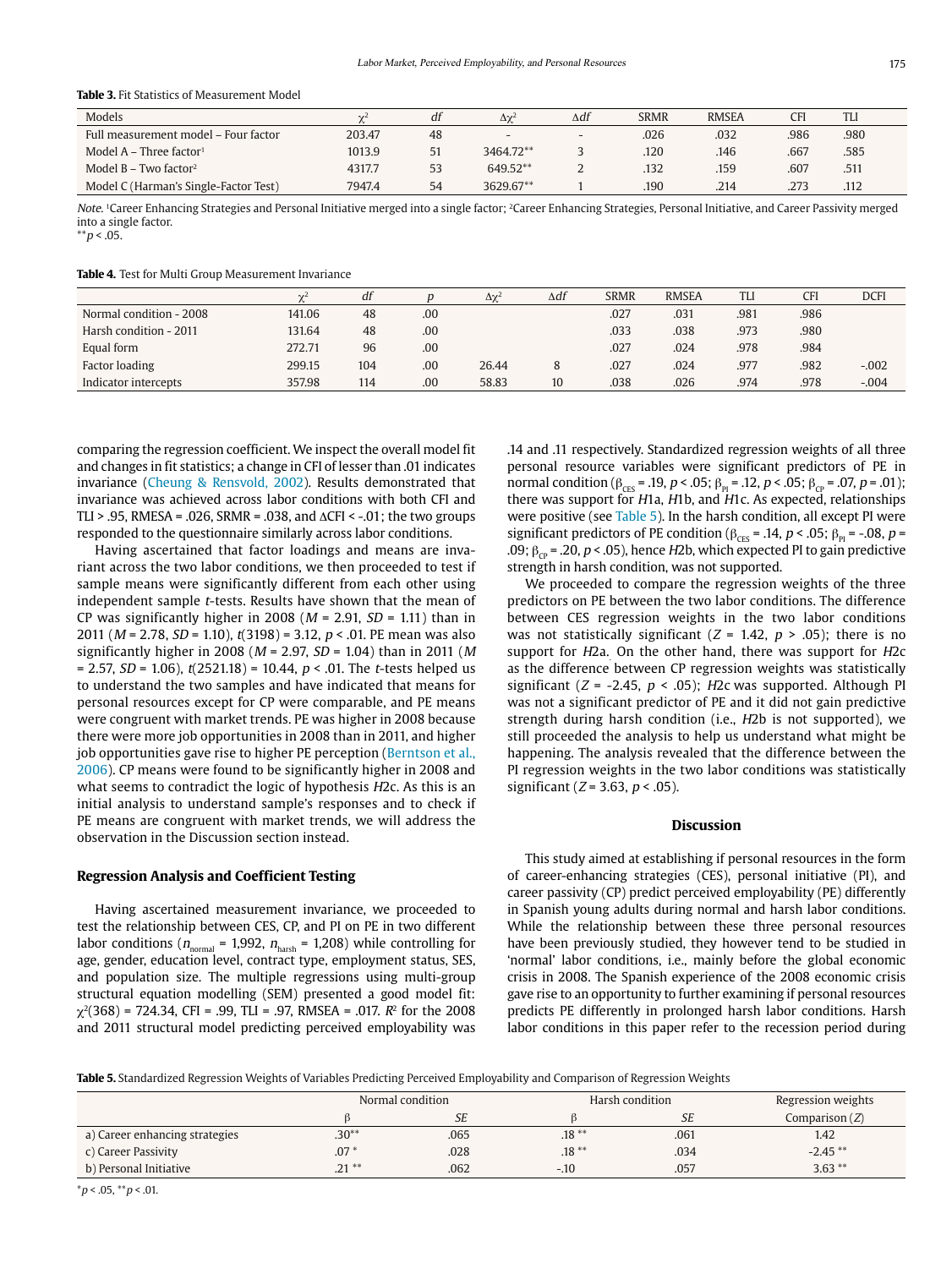**Table 3.** Fit Statistics of Measurement Model

| Models | $\chi^2$ | df | $\Delta\chi^2$ | $\Delta df$ | SRMR | RMSEA | CFI | TLI |
|---|---|---|---|---|---|---|---|---|
| Full measurement model – Four factor | 203.47 | 48 | - | - | .026 | .032 | .986 | .980 |
| Model A – Three factor[1] | 1013.9 | 51 | 3464.72** | 3 | .120 | .146 | .667 | .585 |
| Model B – Two factor[2] | 4317.7 | 53 | 649.52** | 2 | .132 | .159 | .607 | .511 |
| Model C (Harman's Single-Factor Test) | 7947.4 | 54 | 3629.67** | 1 | .190 | .214 | .273 | .112 |

*Note.* [1]Career Enhancing Strategies and Personal Initiative merged into a single factor; [2]Career Enhancing Strategies, Personal Initiative, and Career Passivity merged into a single factor.
**$p < .05$.

**Table 4.** Test for Multi Group Measurement Invariance

| | $\chi^2$ | df | p | $\Delta\chi^2$ | $\Delta df$ | SRMR | RMSEA | TLI | CFI | DCFI |
|---|---|---|---|---|---|---|---|---|---|---|
| Normal condition - 2008 | 141.06 | 48 | .00 | | | .027 | .031 | .981 | .986 | |
| Harsh condition - 2011 | 131.64 | 48 | .00 | | | .033 | .038 | .973 | .980 | |
| Equal form | 272.71 | 96 | .00 | | | .027 | .024 | .978 | .984 | |
| Factor loading | 299.15 | 104 | .00 | 26.44 | 8 | .027 | .024 | .977 | .982 | -.002 |
| Indicator intercepts | 357.98 | 114 | .00 | 58.83 | 10 | .038 | .026 | .974 | .978 | -.004 |

comparing the regression coefficient. We inspect the overall model fit and changes in fit statistics; a change in CFI of lesser than .01 indicates invariance (Cheung & Rensvold, 2002). Results demonstrated that invariance was achieved across labor conditions with both CFI and TLI > .95, RMESA = .026, SRMR = .038, and $\Delta$CFI < -.01; the two groups responded to the questionnaire similarly across labor conditions.

Having ascertained that factor loadings and means are invariant across the two labor conditions, we then proceeded to test if sample means were significantly different from each other using independent sample *t*-tests. Results have shown that the mean of CP was significantly higher in 2008 ($M$ = 2.91, $SD$ = 1.11) than in 2011 ($M$ = 2.78, $SD$ = 1.10), $t(3198) = 3.12$, $p < .01$. PE mean was also significantly higher in 2008 ($M$ = 2.97, $SD$ = 1.04) than in 2011 ($M$ = 2.57, $SD$ = 1.06), $t(2521.18) = 10.44$, $p < .01$. The *t*-tests helped us to understand the two samples and have indicated that means for personal resources except for CP were comparable, and PE means were congruent with market trends. PE was higher in 2008 because there were more job opportunities in 2008 than in 2011, and higher job opportunities gave rise to higher PE perception (Berntson et al., 2006). CP means were found to be significantly higher in 2008 and what seems to contradict the logic of hypothesis *H*2c. As this is an initial analysis to understand sample's responses and to check if PE means are congruent with market trends, we will address the observation in the Discussion section instead.

## Regression Analysis and Coefficient Testing

Having ascertained measurement invariance, we proceeded to test the relationship between CES, CP, and PI on PE in two different labor conditions ($n_{normal}$ = 1,992, $n_{harsh}$ = 1,208) while controlling for age, gender, education level, contract type, employment status, SES, and population size. The multiple regressions using multi-group structural equation modelling (SEM) presented a good model fit: $\chi^2(368) = 724.34$, CFI = .99, TLI = .97, RMSEA = .017. $R^2$ for the 2008 and 2011 structural model predicting perceived employability was .14 and .11 respectively. Standardized regression weights of all three personal resource variables were significant predictors of PE in normal condition ($\beta_{CES} = .19$, $p < .05$; $\beta_{PI} = .12$, $p < .05$; $\beta_{CP} = .07$, $p = .01$); there was support for *H*1a, *H*1b, and *H*1c. As expected, relationships were positive (see Table 5). In the harsh condition, all except PI were significant predictors of PE condition ($\beta_{CES} = .14$, $p < .05$; $\beta_{PI} = -.08$, $p = .09$; $\beta_{CP} = .20$, $p < .05$), hence *H*2b, which expected PI to gain predictive strength in harsh condition, was not supported.

We proceeded to compare the regression weights of the three predictors on PE between the two labor conditions. The difference between CES regression weights in the two labor conditions was not statistically significant ($Z = 1.42$, $p > .05$); there is no support for *H*2a. On the other hand, there was support for *H*2c as the difference between CP regression weights was statistically significant ($Z = -2.45$, $p < .05$); *H*2c was supported. Although PI was not a significant predictor of PE and it did not gain predictive strength during harsh condition (i.e., *H*2b is not supported), we still proceeded the analysis to help us understand what might be happening. The analysis revealed that the difference between the PI regression weights in the two labor conditions was statistically significant ($Z = 3.63$, $p < .05$).

## Discussion

This study aimed at establishing if personal resources in the form of career-enhancing strategies (CES), personal initiative (PI), and career passivity (CP) predict perceived employability (PE) differently in Spanish young adults during normal and harsh labor conditions. While the relationship between these three personal resources have been previously studied, they however tend to be studied in 'normal' labor conditions, i.e., mainly before the global economic crisis in 2008. The Spanish experience of the 2008 economic crisis gave rise to an opportunity to further examining if personal resources predicts PE differently in prolonged harsh labor conditions. Harsh labor conditions in this paper refer to the recession period during

**Table 5.** Standardized Regression Weights of Variables Predicting Perceived Employability and Comparison of Regression Weights

| | Normal condition | | Harsh condition | | Regression weights |
|---|---|---|---|---|---|
| | β | SE | β | SE | Comparison (Z) |
| a) Career enhancing strategies | .30** | .065 | .18 ** | .061 | 1.42 |
| c) Career Passivity | .07 * | .028 | .18 ** | .034 | -2.45 ** |
| b) Personal Initiative | .21 ** | .062 | -.10 | .057 | 3.63 ** |

*$p < .05$, **$p < .01$.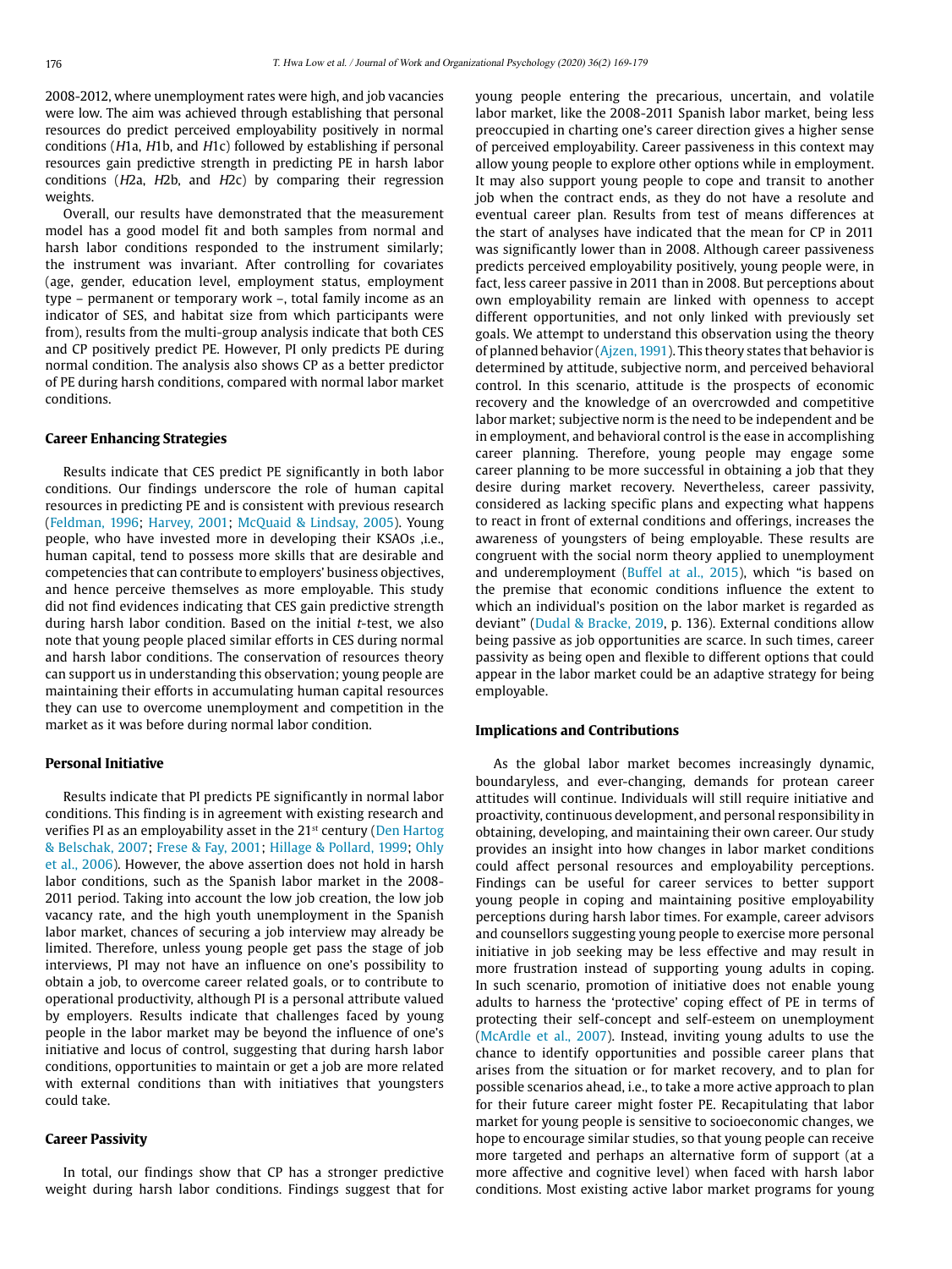2008-2012, where unemployment rates were high, and job vacancies were low. The aim was achieved through establishing that personal resources do predict perceived employability positively in normal conditions (*H*1a, *H*1b, and *H*1c) followed by establishing if personal resources gain predictive strength in predicting PE in harsh labor conditions (*H*2a, *H*2b, and *H*2c) by comparing their regression weights.

Overall, our results have demonstrated that the measurement model has a good model fit and both samples from normal and harsh labor conditions responded to the instrument similarly; the instrument was invariant. After controlling for covariates (age, gender, education level, employment status, employment type – permanent or temporary work –, total family income as an indicator of SES, and habitat size from which participants were from), results from the multi-group analysis indicate that both CES and CP positively predict PE. However, PI only predicts PE during normal condition. The analysis also shows CP as a better predictor of PE during harsh conditions, compared with normal labor market conditions.

### Career Enhancing Strategies

Results indicate that CES predict PE significantly in both labor conditions. Our findings underscore the role of human capital resources in predicting PE and is consistent with previous research (Feldman, 1996; Harvey, 2001; McQuaid & Lindsay, 2005). Young people, who have invested more in developing their KSAOs ,i.e., human capital, tend to possess more skills that are desirable and competencies that can contribute to employers' business objectives, and hence perceive themselves as more employable. This study did not find evidences indicating that CES gain predictive strength during harsh labor condition. Based on the initial *t*-test, we also note that young people placed similar efforts in CES during normal and harsh labor conditions. The conservation of resources theory can support us in understanding this observation; young people are maintaining their efforts in accumulating human capital resources they can use to overcome unemployment and competition in the market as it was before during normal labor condition.

### Personal Initiative

Results indicate that PI predicts PE significantly in normal labor conditions. This finding is in agreement with existing research and verifies PI as an employability asset in the 21st century (Den Hartog & Belschak, 2007; Frese & Fay, 2001; Hillage & Pollard, 1999; Ohly et al., 2006). However, the above assertion does not hold in harsh labor conditions, such as the Spanish labor market in the 2008-2011 period. Taking into account the low job creation, the low job vacancy rate, and the high youth unemployment in the Spanish labor market, chances of securing a job interview may already be limited. Therefore, unless young people get pass the stage of job interviews, PI may not have an influence on one's possibility to obtain a job, to overcome career related goals, or to contribute to operational productivity, although PI is a personal attribute valued by employers. Results indicate that challenges faced by young people in the labor market may be beyond the influence of one's initiative and locus of control, suggesting that during harsh labor conditions, opportunities to maintain or get a job are more related with external conditions than with initiatives that youngsters could take.

### Career Passivity

In total, our findings show that CP has a stronger predictive weight during harsh labor conditions. Findings suggest that for young people entering the precarious, uncertain, and volatile labor market, like the 2008-2011 Spanish labor market, being less preoccupied in charting one's career direction gives a higher sense of perceived employability. Career passiveness in this context may allow young people to explore other options while in employment. It may also support young people to cope and transit to another job when the contract ends, as they do not have a resolute and eventual career plan. Results from test of means differences at the start of analyses have indicated that the mean for CP in 2011 was significantly lower than in 2008. Although career passiveness predicts perceived employability positively, young people were, in fact, less career passive in 2011 than in 2008. But perceptions about own employability remain are linked with openness to accept different opportunities, and not only linked with previously set goals. We attempt to understand this observation using the theory of planned behavior (Ajzen, 1991). This theory states that behavior is determined by attitude, subjective norm, and perceived behavioral control. In this scenario, attitude is the prospects of economic recovery and the knowledge of an overcrowded and competitive labor market; subjective norm is the need to be independent and be in employment, and behavioral control is the ease in accomplishing career planning. Therefore, young people may engage some career planning to be more successful in obtaining a job that they desire during market recovery. Nevertheless, career passivity, considered as lacking specific plans and expecting what happens to react in front of external conditions and offerings, increases the awareness of youngsters of being employable. These results are congruent with the social norm theory applied to unemployment and underemployment (Buffel at al., 2015), which "is based on the premise that economic conditions influence the extent to which an individual's position on the labor market is regarded as deviant" (Dudal & Bracke, 2019, p. 136). External conditions allow being passive as job opportunities are scarce. In such times, career passivity as being open and flexible to different options that could appear in the labor market could be an adaptive strategy for being employable.

### Implications and Contributions

As the global labor market becomes increasingly dynamic, boundaryless, and ever-changing, demands for protean career attitudes will continue. Individuals will still require initiative and proactivity, continuous development, and personal responsibility in obtaining, developing, and maintaining their own career. Our study provides an insight into how changes in labor market conditions could affect personal resources and employability perceptions. Findings can be useful for career services to better support young people in coping and maintaining positive employability perceptions during harsh labor times. For example, career advisors and counsellors suggesting young people to exercise more personal initiative in job seeking may be less effective and may result in more frustration instead of supporting young adults in coping. In such scenario, promotion of initiative does not enable young adults to harness the 'protective' coping effect of PE in terms of protecting their self-concept and self-esteem on unemployment (McArdle et al., 2007). Instead, inviting young adults to use the chance to identify opportunities and possible career plans that arises from the situation or for market recovery, and to plan for possible scenarios ahead, i.e., to take a more active approach to plan for their future career might foster PE. Recapitulating that labor market for young people is sensitive to socioeconomic changes, we hope to encourage similar studies, so that young people can receive more targeted and perhaps an alternative form of support (at a more affective and cognitive level) when faced with harsh labor conditions. Most existing active labor market programs for young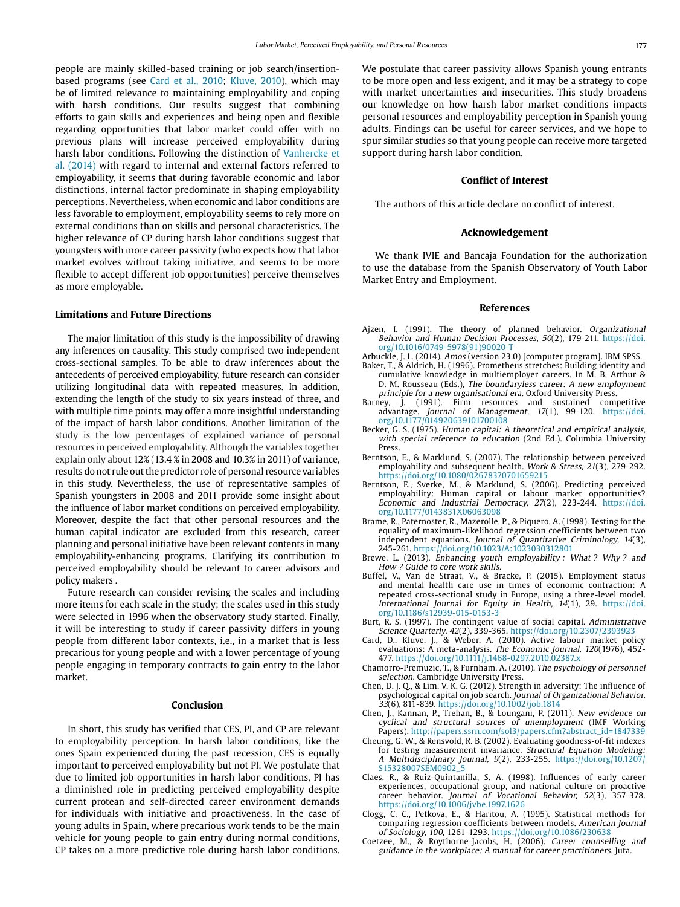people are mainly skilled-based training or job search/insertion-based programs (see Card et al., 2010; Kluve, 2010), which may be of limited relevance to maintaining employability and coping with harsh conditions. Our results suggest that combining efforts to gain skills and experiences and being open and flexible regarding opportunities that labor market could offer with no previous plans will increase perceived employability during harsh labor conditions. Following the distinction of Vanhercke et al. (2014) with regard to internal and external factors referred to employability, it seems that during favorable economic and labor distinctions, internal factor predominate in shaping employability perceptions. Nevertheless, when economic and labor conditions are less favorable to employment, employability seems to rely more on external conditions than on skills and personal characteristics. The higher relevance of CP during harsh labor conditions suggest that youngsters with more career passivity (who expects how that labor market evolves without taking initiative, and seems to be more flexible to accept different job opportunities) perceive themselves as more employable.

### Limitations and Future Directions

The major limitation of this study is the impossibility of drawing any inferences on causality. This study comprised two independent cross-sectional samples. To be able to draw inferences about the antecedents of perceived employability, future research can consider utilizing longitudinal data with repeated measures. In addition, extending the length of the study to six years instead of three, and with multiple time points, may offer a more insightful understanding of the impact of harsh labor conditions. Another limitation of the study is the low percentages of explained variance of personal resources in perceived employability. Although the variables together explain only about 12% (13.4 % in 2008 and 10.3% in 2011) of variance, results do not rule out the predictor role of personal resource variables in this study. Nevertheless, the use of representative samples of Spanish youngsters in 2008 and 2011 provide some insight about the influence of labor market conditions on perceived employability. Moreover, despite the fact that other personal resources and the human capital indicator are excluded from this research, career planning and personal initiative have been relevant contents in many employability-enhancing programs. Clarifying its contribution to perceived employability should be relevant to career advisors and policy makers .

Future research can consider revising the scales and including more items for each scale in the study; the scales used in this study were selected in 1996 when the observatory study started. Finally, it will be interesting to study if career passivity differs in young people from different labor contexts, i.e., in a market that is less precarious for young people and with a lower percentage of young people engaging in temporary contracts to gain entry to the labor market.

## Conclusion

In short, this study has verified that CES, PI, and CP are relevant to employability perception. In harsh labor conditions, like the ones Spain experienced during the past recession, CES is equally important to perceived employability but not PI. We postulate that due to limited job opportunities in harsh labor conditions, PI has a diminished role in predicting perceived employability despite current protean and self-directed career environment demands for individuals with initiative and proactiveness. In the case of young adults in Spain, where precarious work tends to be the main vehicle for young people to gain entry during normal conditions, CP takes on a more predictive role during harsh labor conditions. We postulate that career passivity allows Spanish young entrants to be more open and less exigent, and it may be a strategy to cope with market uncertainties and insecurities. This study broadens our knowledge on how harsh labor market conditions impacts personal resources and employability perception in Spanish young adults. Findings can be useful for career services, and we hope to spur similar studies so that young people can receive more targeted support during harsh labor condition.

## Conflict of Interest

The authors of this article declare no conflict of interest.

## Acknowledgement

We thank IVIE and Bancaja Foundation for the authorization to use the database from the Spanish Observatory of Youth Labor Market Entry and Employment.

## References

Ajzen, I. (1991). The theory of planned behavior. *Organizational Behavior and Human Decision Processes, 50*(2), 179-211. https://doi.org/10.1016/0749-5978(91)90020-T

Arbuckle, J. L. (2014). *Amos* (version 23.0) [computer program]. IBM SPSS.

Baker, T., & Aldrich, H. (1996). Prometheus stretches: Building identity and cumulative knowledge in multiemployer careers. In M. B. Arthur & D. M. Rousseau (Eds.), *The boundaryless career: A new employment principle for a new organisational era.* Oxford University Press.

Barney, J. (1991). Firm resources and sustained competitive advantage. *Journal of Management, 17*(1), 99-120. https://doi.org/10.1177/014920639101700108

Becker, G. S. (1975). *Human capital: A theoretical and empirical analysis, with special reference to education* (2nd Ed.). Columbia University Press.

Berntson, E., & Marklund, S. (2007). The relationship between perceived employability and subsequent health. *Work & Stress, 21*(3), 279-292. https://doi.org/10.1080/02678370701659215

Berntson, E., Sverke, M., & Marklund, S. (2006). Predicting perceived employability: Human capital or labour market opportunities? *Economic and Industrial Democracy, 27*(2), 223-244. https://doi.org/10.1177/0143831X06063098

Brame, R., Paternoster, R., Mazerolle, P., & Piquero, A. (1998). Testing for the equality of maximum-likelihood regression coefficients between two independent equations. *Journal of Quantitative Criminology, 14*(3), 245-261. https://doi.org/10.1023/A:1023030312801

Brewe, L. (2013). *Enhancing youth employability : What ? Why ? and How ? Guide to core work skills.*

Buffel, V., Van de Straat, V., & Bracke, P. (2015). Employment status and mental health care use in times of economic contraction: A repeated cross-sectional study in Europe, using a three-level model. *International Journal for Equity in Health, 14*(1), 29. https://doi.org/10.1186/s12939-015-0153-3

Burt, R. S. (1997). The contingent value of social capital. *Administrative Science Quarterly, 42*(2), 339-365. https://doi.org/10.2307/2393923

Card, D., Kluve, J., & Weber, A. (2010). Active labour market policy evaluations: A meta-analysis. *The Economic Journal, 120*(1976), 452-477. https://doi.org/10.1111/j.1468-0297.2010.02387.x

Chamorro-Premuzic, T., & Furnham, A. (2010). *The psychology of personnel selection.* Cambridge University Press.

Chen, D. J. Q., & Lim, V. K. G. (2012). Strength in adversity: The influence of psychological capital on job search. *Journal of Organizational Behavior, 33*(6), 811-839. https://doi.org/10.1002/job.1814

Chen, J., Kannan, P., Trehan, B., & Loungani, P. (2011). *New evidence on cyclical and structural sources of unemployment* (IMF Working Papers). http://papers.ssrn.com/sol3/papers.cfm?abstract_id=1847339

Cheung, G. W., & Rensvold, R. B. (2002). Evaluating goodness-of-fit indexes for testing measurement invariance. *Structural Equation Modeling: A Multidisciplinary Journal, 9*(2), 233-255. https://doi.org/10.1207/S15328007SEM0902_5

Claes, R., & Ruiz-Quintanilla, S. A. (1998). Influences of early career experiences, occupational group, and national culture on proactive career behavior. *Journal of Vocational Behavior, 52*(3), 357-378. https://doi.org/10.1006/jvbe.1997.1626

Clogg, C. C., Petkova, E., & Haritou, A. (1995). Statistical methods for comparing regression coefficients between models. *American Journal of Sociology, 100*, 1261-1293. https://doi.org/10.1086/230638

Coetzee, M., & Roythorne-Jacobs, H. (2006). *Career counselling and guidance in the workplace: A manual for career practitioners.* Juta.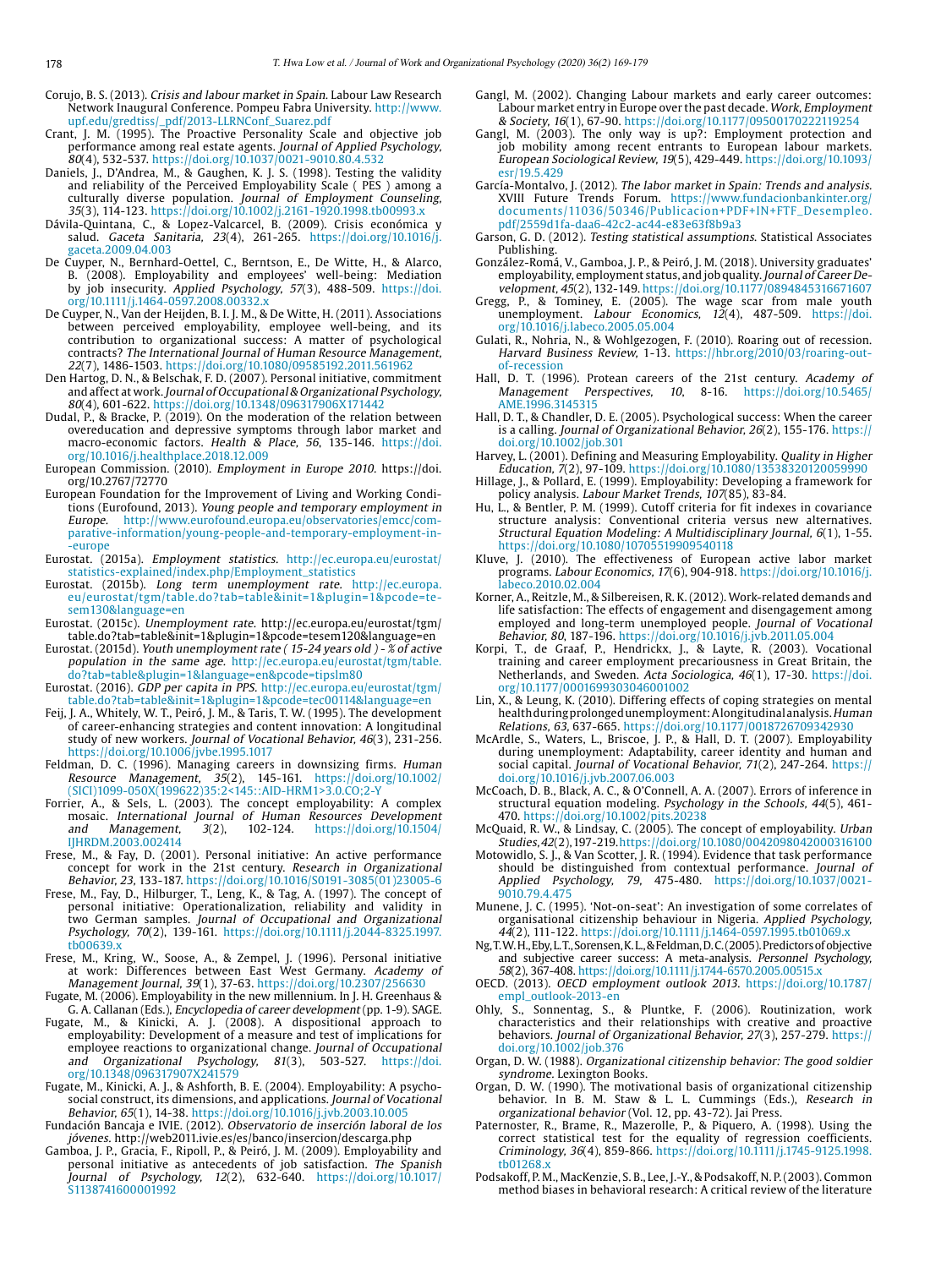Corujo, B. S. (2013). *Crisis and labour market in Spain.* Labour Law Research Network Inaugural Conference. Pompeu Fabra University. http://www.upf.edu/gredtiss/_pdf/2013-LLRNConf_Suarez.pdf

Crant, J. M. (1995). The Proactive Personality Scale and objective job performance among real estate agents. *Journal of Applied Psychology, 80*(4), 532-537. https://doi.org/10.1037/0021-9010.80.4.532

Daniels, J., D'Andrea, M., & Gaughen, K. J. S. (1998). Testing the validity and reliability of the Perceived Employability Scale ( PES ) among a culturally diverse population. *Journal of Employment Counseling, 35*(3), 114-123. https://doi.org/10.1002/j.2161-1920.1998.tb00993.x

Dávila-Quintana, C., & Lopez-Valcarcel, B. (2009). Crisis económica y salud. *Gaceta Sanitaria, 23*(4), 261-265. https://doi.org/10.1016/j.gaceta.2009.04.003

De Cuyper, N., Bernhard-Oettel, C., Berntson, E., De Witte, H., & Alarco, B. (2008). Employability and employees' well-being: Mediation by job insecurity. *Applied Psychology, 57*(3), 488-509. https://doi.org/10.1111/j.1464-0597.2008.00332.x

De Cuyper, N., Van der Heijden, B. I. J. M., & De Witte, H. (2011). Associations between perceived employability, employee well-being, and its contribution to organizational success: A matter of psychological contracts? *The International Journal of Human Resource Management, 22*(7), 1486-1503. https://doi.org/10.1080/09585192.2011.561962

Den Hartog, D. N., & Belschak, F. D. (2007). Personal initiative, commitment and affect at work. *Journal of Occupational & Organizational Psychology, 80*(4), 601-622. https://doi.org/10.1348/096317906X171442

Dudal, P., & Bracke, P. (2019). On the moderation of the relation between overeducation and depressive symptoms through labor market and macro-economic factors. *Health & Place, 56*, 135-146. https://doi.org/10.1016/j.healthplace.2018.12.009

European Commission. (2010). *Employment in Europe 2010*. https://doi.org/10.2767/72770

European Foundation for the Improvement of Living and Working Conditions (Eurofound, 2013). *Young people and temporary employment in Europe.* http://www.eurofound.europa.eu/observatories/emcc/comparative-information/young-people-and-temporary-employment-in--europe

Eurostat. (2015a). *Employment statistics.* http://ec.europa.eu/eurostat/statistics-explained/index.php/Employment_statistics

Eurostat. (2015b). *Long term unemployment rate.* http://ec.europa.eu/eurostat/tgm/table.do?tab=table&init=1&plugin=1&pcode=tesem130&language=en

Eurostat. (2015c). *Unemployment rate.* http://ec.europa.eu/eurostat/tgm/table.do?tab=table&init=1&plugin=1&pcode=tesem120&language=en

Eurostat. (2015d). *Youth unemployment rate ( 15-24 years old ) - % of active population in the same age.* http://ec.europa.eu/eurostat/tgm/table.do?tab=table&plugin=1&language=en&pcode=tipslm80

Eurostat. (2016). *GDP per capita in PPS.* http://ec.europa.eu/eurostat/tgm/table.do?tab=table&init=1&plugin=1&pcode=tec00114&language=en

Feij, J. A., Whitely, W. T., Peiró, J. M., & Taris, T. W. (1995). The development of career-enhancing strategies and content innovation: A longitudinal study of new workers. *Journal of Vocational Behavior, 46*(3), 231-256. https://doi.org/10.1006/jvbe.1995.1017

Feldman, D. C. (1996). Managing careers in downsizing firms. *Human Resource Management, 35*(2), 145-161. https://doi.org/10.1002/(SICI)1099-050X(199622)35:2<145::AID-HRM1>3.0.CO;2-Y

Forrier, A., & Sels, L. (2003). The concept employability: A complex mosaic. *International Journal of Human Resources Development and Management, 3*(2), 102-124. https://doi.org/10.1504/IJHRDM.2003.002414

Frese, M., & Fay, D. (2001). Personal initiative: An active performance concept for work in the 21st century. *Research in Organizational Behavior, 23*, 133-187. https://doi.org/10.1016/S0191-3085(01)23005-6

Frese, M., Fay, D., Hilburger, T., Leng, K., & Tag, A. (1997). The concept of personal initiative: Operationalization, reliability and validity in two German samples. *Journal of Occupational and Organizational Psychology, 70*(2), 139-161. https://doi.org/10.1111/j.2044-8325.1997.tb00639.x

Frese, M., Kring, W., Soose, A., & Zempel, J. (1996). Personal initiative at work: Differences between East West Germany. *Academy of Management Journal, 39*(1), 37-63. https://doi.org/10.2307/256630

Fugate, M. (2006). Employability in the new millennium. In J. H. Greenhaus & G. A. Callanan (Eds.), *Encyclopedia of career development* (pp. 1-9). SAGE.

Fugate, M., & Kinicki, A. J. (2008). A dispositional approach to employability: Development of a measure and test of implications for employee reactions to organizational change. *Journal of Occupational and Organizational Psychology, 81*(3), 503-527. https://doi.org/10.1348/096317907X241579

Fugate, M., Kinicki, A. J., & Ashforth, B. E. (2004). Employability: A psycho-social construct, its dimensions, and applications. *Journal of Vocational Behavior, 65*(1), 14-38. https://doi.org/10.1016/j.jvb.2003.10.005

Fundación Bancaja e IVIE. (2012). *Observatorio de inserción laboral de los jóvenes.* http://web2011.ivie.es/es/banco/insercion/descarga.php

Gamboa, J. P., Gracia, F., Ripoll, P., & Peiró, J. M. (2009). Employability and personal initiative as antecedents of job satisfaction. *The Spanish Journal of Psychology, 12*(2), 632-640. https://doi.org/10.1017/S1138741600001992

Gangl, M. (2002). Changing Labour markets and early career outcomes: Labour market entry in Europe over the past decade. *Work, Employment & Society, 16*(1), 67-90. https://doi.org/10.1177/09500170222119254

Gangl, M. (2003). The only way is up?: Employment protection and job mobility among recent entrants to European labour markets. *European Sociological Review, 19*(5), 429-449. https://doi.org/10.1093/esr/19.5.429

García-Montalvo, J. (2012). *The labor market in Spain: Trends and analysis.* XVIII Future Trends Forum. https://www.fundacionbankinter.org/documents/11036/50346/Publicacion+PDF+IN+FTF_Desempleo.pdf/2559d1fa-daa6-42c2-ac44-e83e63f8b9a3

Garson, G. D. (2012). *Testing statistical assumptions.* Statistical Associates Publishing.

González-Romá, V., Gamboa, J. P., & Peiró, J. M. (2018). University graduates' employability, employment status, and job quality. *Journal of Career Development, 45*(2), 132-149. https://doi.org/10.1177/0894845316671607

Gregg, P., & Tominey, E. (2005). The wage scar from male youth unemployment. *Labour Economics, 12*(4), 487-509. https://doi.org/10.1016/j.labeco.2005.05.004

Gulati, R., Nohria, N., & Wohlgezogen, F. (2010). Roaring out of recession. *Harvard Business Review*, 1-13. https://hbr.org/2010/03/roaring-out-of-recession

Hall, D. T. (1996). Protean careers of the 21st century. *Academy of Management Perspectives, 10*, 8-16. https://doi.org/10.5465/AME.1996.3145315

Hall, D. T., & Chandler, D. E. (2005). Psychological success: When the career is a calling. *Journal of Organizational Behavior, 26*(2), 155-176. https://doi.org/10.1002/job.301

Harvey, L. (2001). Defining and Measuring Employability. *Quality in Higher Education, 7*(2), 97-109. https://doi.org/10.1080/13538320120059990

Hillage, J., & Pollard, E. (1999). Employability: Developing a framework for policy analysis. *Labour Market Trends, 107*(85), 83-84.

Hu, L., & Bentler, P. M. (1999). Cutoff criteria for fit indexes in covariance structure analysis: Conventional criteria versus new alternatives. *Structural Equation Modeling: A Multidisciplinary Journal, 6*(1), 1-55. https://doi.org/10.1080/10705519909540118

Kluve, J. (2010). The effectiveness of European active labor market programs. *Labour Economics, 17*(6), 904-918. https://doi.org/10.1016/j.labeco.2010.02.004

Korner, A., Reitzle, M., & Silbereisen, R. K. (2012). Work-related demands and life satisfaction: The effects of engagement and disengagement among employed and long-term unemployed people. *Journal of Vocational Behavior, 80*, 187-196. https://doi.org/10.1016/j.jvb.2011.05.004

Korpi, T., de Graaf, P., Hendrickx, J., & Layte, R. (2003). Vocational training and career employment precariousness in Great Britain, the Netherlands, and Sweden. *Acta Sociologica, 46*(1), 17-30. https://doi.org/10.1177/0001699303046001002

Lin, X., & Leung, K. (2010). Differing effects of coping strategies on mental health during prolonged unemployment: A longitudinal analysis. *Human Relations, 63*, 637-665. https://doi.org/10.1177/0018726709342930

McArdle, S., Waters, L., Briscoe, J. P., & Hall, D. T. (2007). Employability during unemployment: Adaptability, career identity and human and social capital. *Journal of Vocational Behavior, 71*(2), 247-264. https://doi.org/10.1016/j.jvb.2007.06.003

McCoach, D. B., Black, A. C., & O'Connell, A. A. (2007). Errors of inference in structural equation modeling. *Psychology in the Schools, 44*(5), 461-470. https://doi.org/10.1002/pits.20238

McQuaid, R. W., & Lindsay, C. (2005). The concept of employability. *Urban Studies, 42*(2), 197-219. https://doi.org/10.1080/0042098042000316100

Motowidlo, S. J., & Van Scotter, J. R. (1994). Evidence that task performance should be distinguished from contextual performance. *Journal of Applied Psychology, 79*, 475-480. https://doi.org/10.1037/0021-9010.79.4.475

Munene, J. C. (1995). 'Not-on-seat': An investigation of some correlates of organisational citizenship behaviour in Nigeria. *Applied Psychology, 44*(2), 111-122. https://doi.org/10.1111/j.1464-0597.1995.tb01069.x

Ng, T. W. H., Eby, L. T., Sorensen, K. L., & Feldman, D. C. (2005). Predictors of objective and subjective career success: A meta-analysis. *Personnel Psychology, 58*(2), 367-408. https://doi.org/10.1111/j.1744-6570.2005.00515.x

OECD. (2013). *OECD employment outlook 2013.* https://doi.org/10.1787/empl_outlook-2013-en

Ohly, S., Sonnentag, S., & Pluntke, F. (2006). Routinization, work characteristics and their relationships with creative and proactive behaviors. *Journal of Organizational Behavior, 27*(3), 257-279. https://doi.org/10.1002/job.376

Organ, D. W. (1988). *Organizational citizenship behavior: The good soldier syndrome.* Lexington Books.

Organ, D. W. (1990). The motivational basis of organizational citizenship behavior. In B. M. Staw & L. L. Cummings (Eds.), *Research in organizational behavior* (Vol. 12, pp. 43-72). Jai Press.

Paternoster, R., Brame, R., Mazerolle, P., & Piquero, A. (1998). Using the correct statistical test for the equality of regression coefficients. *Criminology, 36*(4), 859-866. https://doi.org/10.1111/j.1745-9125.1998.tb01268.x

Podsakoff, P. M., MacKenzie, S. B., Lee, J.-Y., & Podsakoff, N. P. (2003). Common method biases in behavioral research: A critical review of the literature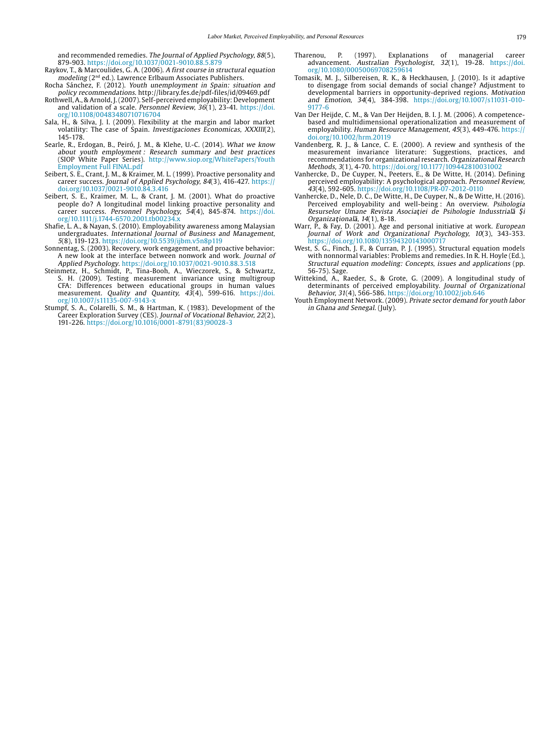and recommended remedies. *The Journal of Applied Psychology, 88*(5), 879-903. https://doi.org/10.1037/0021-9010.88.5.879

Raykov, T., & Marcoulides, G. A. (2006). *A first course in structural equation modeling* (2nd ed.). Lawrence Erlbaum Associates Publishers.

Rocha Sánchez, F. (2012). *Youth unemployment in Spain: situation and policy recommendations.* http://library.fes.de/pdf-files/id/09469.pdf

Rothwell, A., & Arnold, J. (2007). Self-perceived employability: Development and validation of a scale. *Personnel Review, 36*(1), 23-41. https://doi.org/10.1108/00483480710716704

Sala, H., & Silva, J. I. (2009). Flexibility at the margin and labor market volatility: The case of Spain. *Investigaciones Economicas, XXXIII*(2), 145-178.

Searle, R., Erdogan, B., Peiró, J. M., & Klehe, U.-C. (2014). *What we know about youth employment : Research summary and best practices* (SIOP White Paper Series). http://www.siop.org/WhitePapers/Youth Employment Full FINAL.pdf

Seibert, S. E., Crant, J. M., & Kraimer, M. L. (1999). Proactive personality and career success. *Journal of Applied Psychology, 84*(3), 416-427. https://doi.org/10.1037/0021-9010.84.3.416

Seibert, S. E., Kraimer, M. L., & Crant, J. M. (2001). What do proactive people do? A longitudinal model linking proactive personality and career success. *Personnel Psychology, 54*(4), 845-874. https://doi.org/10.1111/j.1744-6570.2001.tb00234.x

Shafie, L. A., & Nayan, S. (2010). Employability awareness among Malaysian undergraduates. *International Journal of Business and Management, 5*(8), 119-123. https://doi.org/10.5539/ijbm.v5n8p119

Sonnentag, S. (2003). Recovery, work engagement, and proactive behavior: A new look at the interface between nonwork and work. *Journal of Applied Psychology*. https://doi.org/10.1037/0021-9010.88.3.518

Steinmetz, H., Schmidt, P., Tina-Booh, A., Wieczorek, S., & Schwartz, S. H. (2009). Testing measurement invariance using multigroup CFA: Differences between educational groups in human values measurement. *Quality and Quantity, 43*(4), 599-616. https://doi.org/10.1007/s11135-007-9143-x

Stumpf, S. A., Colarelli, S. M., & Hartman, K. (1983). Development of the Career Exploration Survey (CES). *Journal of Vocational Behavior, 22*(2), 191-226. https://doi.org/10.1016/0001-8791(83)90028-3

Tharenou, P. (1997). Explanations of managerial career advancement. *Australian Psychologist, 32*(1), 19-28. https://doi.org/10.1080/00050069708259614

Tomasik, M. J., Silbereisen, R. K., & Heckhausen, J. (2010). Is it adaptive to disengage from social demands of social change? Adjustment to developmental barriers in opportunity-deprived regions. *Motivation and Emotion, 34*(4), 384-398. https://doi.org/10.1007/s11031-010-9177-6

Van Der Heijde, C. M., & Van Der Heijden, B. I. J. M. (2006). A competence-based and multidimensional operationalization and measurement of employability. *Human Resource Management, 45*(3), 449-476. https://doi.org/10.1002/hrm.20119

Vandenberg, R. J., & Lance, C. E. (2000). A review and synthesis of the measurement invariance literature: Suggestions, practices, and recommendations for organizational research. *Organizational Research Methods, 3*(1), 4-70. https://doi.org/10.1177/109442810031002

Vanhercke, D., De Cuyper, N., Peeters, E., & De Witte, H. (2014). Defining perceived employability: A psychological approach. *Personnel Review, 43*(4), 592-605. https://doi.org/10.1108/PR-07-2012-0110

Vanhercke, D., Nele, D. C., De Witte, H., De Cuyper, N., & De Witte, H. (2016). Perceived employability and well-being : An overview. *Psihologia Resurselor Umane Revista Asociaţiei de Psihologie Indusstrială Şi Organizaţională, 14*(1), 8-18.

Warr, P., & Fay, D. (2001). Age and personal initiative at work. *European Journal of Work and Organizational Psychology, 10*(3), 343-353. https://doi.org/10.1080/13594320143000717

West, S. G., Finch, J. F., & Curran, P. J. (1995). Structural equation models with nonnormal variables: Problems and remedies. In R. H. Hoyle (Ed.), *Structural equation modeling: Concepts, issues and applications* (pp. 56-75). Sage.

Wittekind, A., Raeder, S., & Grote, G. (2009). A longitudinal study of determinants of perceived employability. *Journal of Organizational Behavior, 31*(4), 566-586. https://doi.org/10.1002/job.646

Youth Employment Network. (2009). *Private sector demand for youth labor in Ghana and Senegal.* (July).